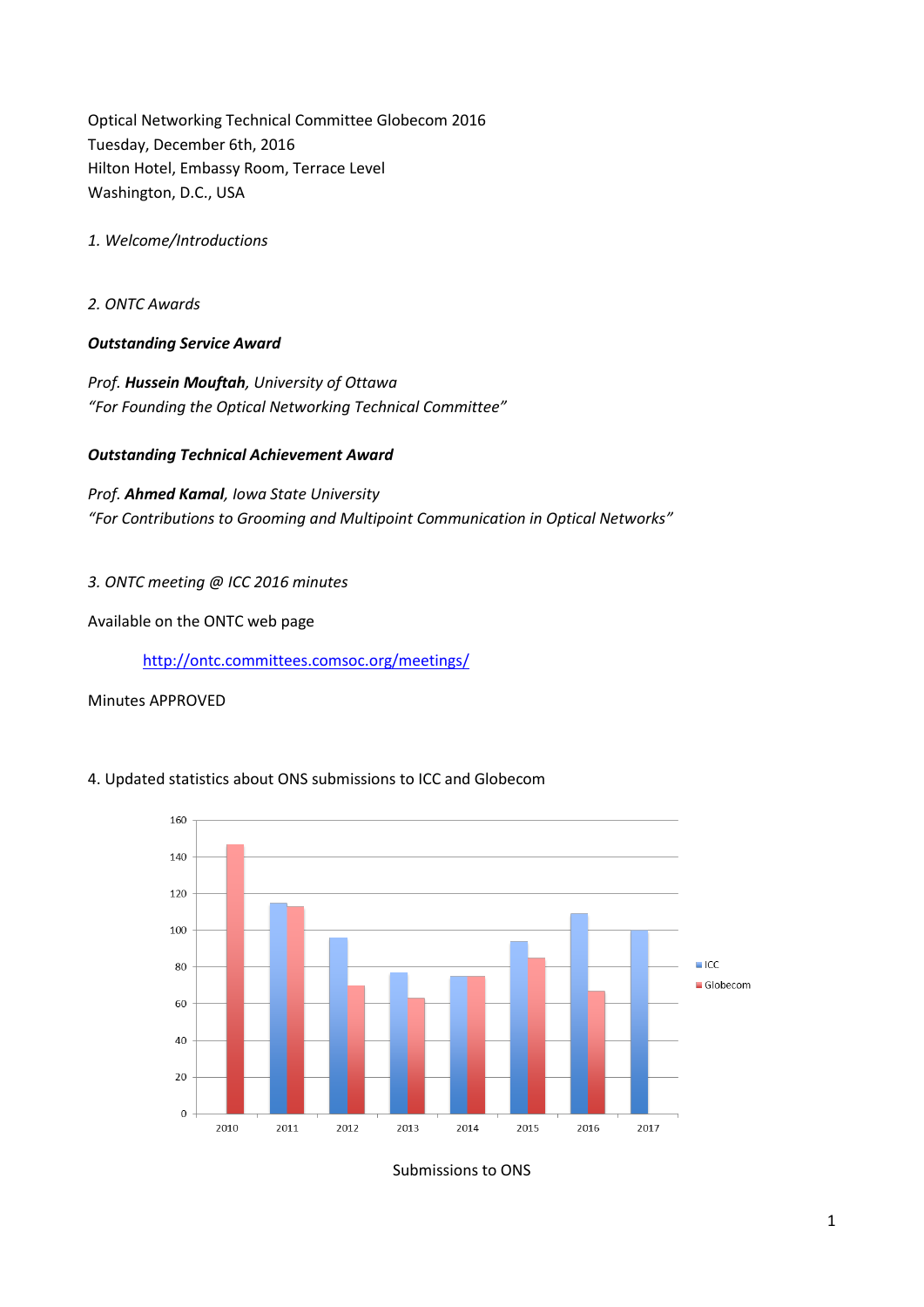Optical Networking Technical Committee Globecom 2016
Tuesday, December 6th, 2016
Hilton Hotel, Embassy Room, Terrace Level
Washington, D.C., USA

*1. Welcome/Introductions*

*2. ONTC Awards*

***Outstanding Service Award***

*Prof.* ***Hussein Mouftah****, University of Ottawa*
*"For Founding the Optical Networking Technical Committee"*

***Outstanding Technical Achievement Award***

*Prof.* ***Ahmed Kamal****, Iowa State University*
*"For Contributions to Grooming and Multipoint Communication in Optical Networks"*

*3. ONTC meeting @ ICC 2016 minutes*

Available on the ONTC web page

http://ontc.committees.comsoc.org/meetings/

Minutes APPROVED

4. Updated statistics about ONS submissions to ICC and Globecom

| Year | ICC | Globecom |
|---|---|---|
| 2010 | | 147 |
| 2011 | 115 | 113 |
| 2012 | 96 | 70 |
| 2013 | 77 | 63 |
| 2014 | 75 | 75 |
| 2015 | 94 | 85 |
| 2016 | 109 | 67 |
| 2017 | 100 | |

Submissions to ONS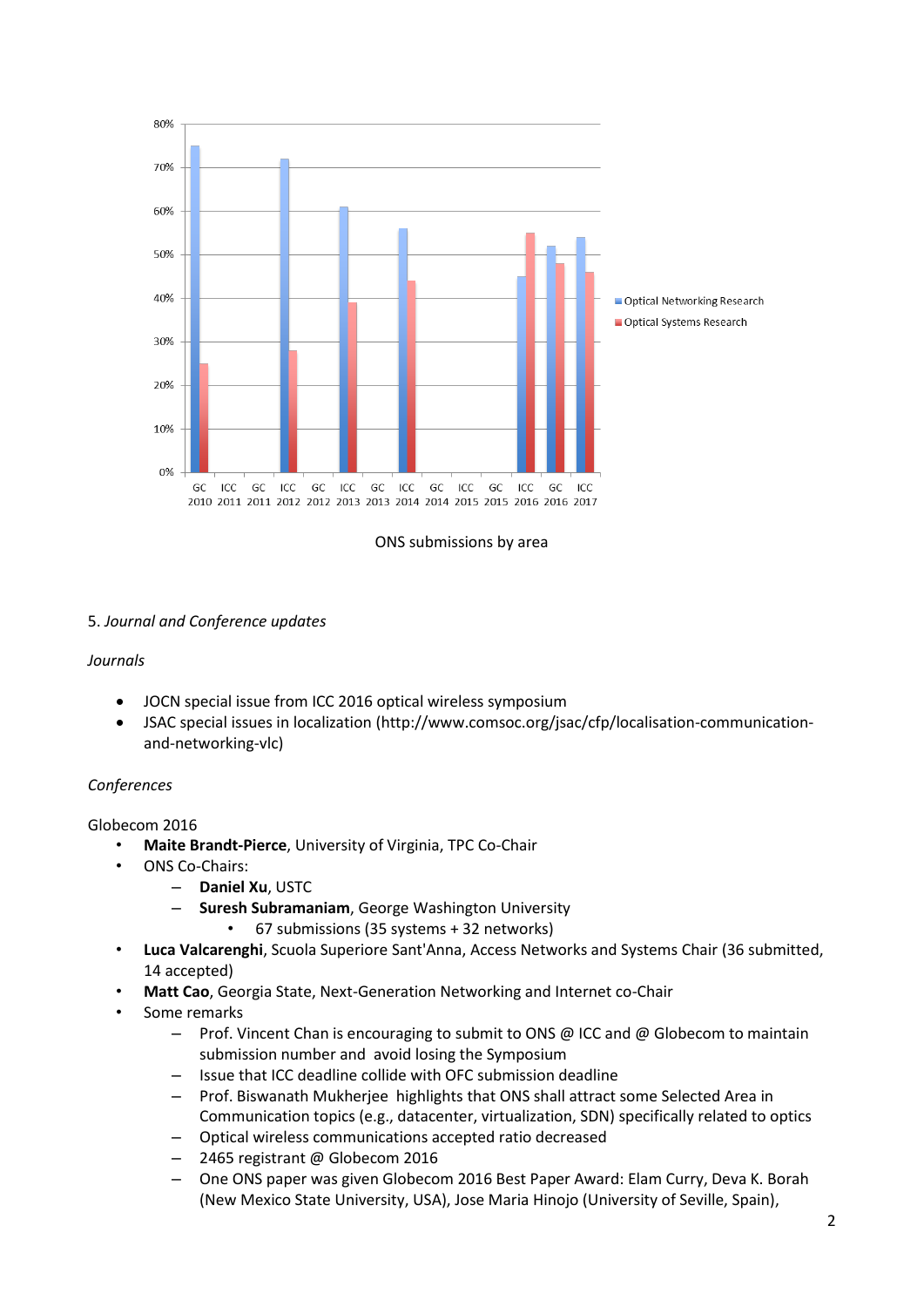ONS submissions by area

5. *Journal and Conference updates*

*Journals*

- JOCN special issue from ICC 2016 optical wireless symposium
- JSAC special issues in localization (http://www.comsoc.org/jsac/cfp/localisation-communication-and-networking-vlc)

*Conferences*

Globecom 2016

- **Maite Brandt-Pierce**, University of Virginia, TPC Co-Chair
- ONS Co-Chairs:
  - **Daniel Xu**, USTC
  - **Suresh Subramaniam**, George Washington University
    - 67 submissions (35 systems + 32 networks)
- **Luca Valcarenghi**, Scuola Superiore Sant'Anna, Access Networks and Systems Chair (36 submitted, 14 accepted)
- **Matt Cao**, Georgia State, Next-Generation Networking and Internet co-Chair
- Some remarks
  - Prof. Vincent Chan is encouraging to submit to ONS @ ICC and @ Globecom to maintain submission number and avoid losing the Symposium
  - Issue that ICC deadline collide with OFC submission deadline
  - Prof. Biswanath Mukherjee highlights that ONS shall attract some Selected Area in Communication topics (e.g., datacenter, virtualization, SDN) specifically related to optics
  - Optical wireless communications accepted ratio decreased
  - 2465 registrant @ Globecom 2016
  - One ONS paper was given Globecom 2016 Best Paper Award: Elam Curry, Deva K. Borah (New Mexico State University, USA), Jose Maria Hinojo (University of Seville, Spain),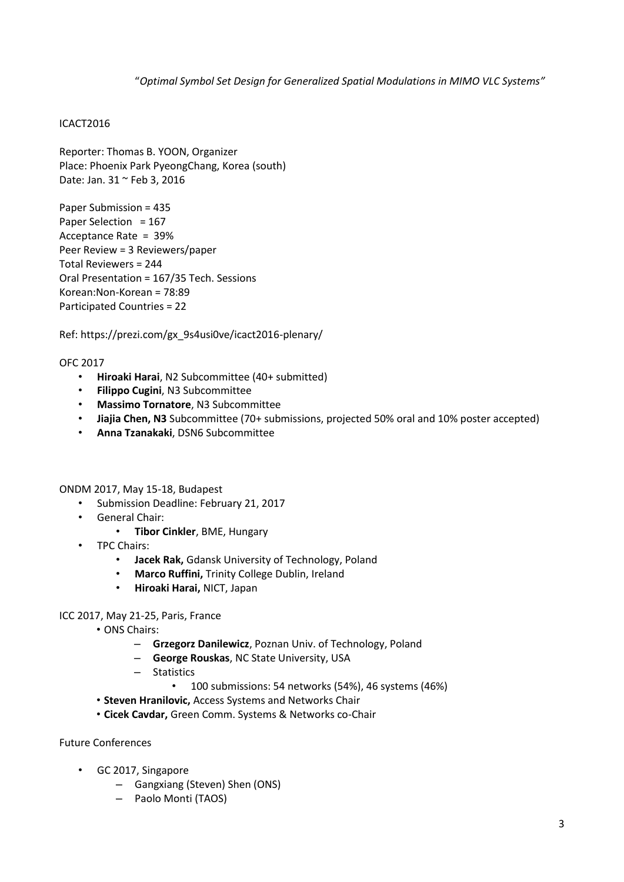"*Optimal Symbol Set Design for Generalized Spatial Modulations in MIMO VLC Systems"*

ICACT2016

Reporter: Thomas B. YOON, Organizer
Place: Phoenix Park PyeongChang, Korea (south)
Date: Jan. 31 ~ Feb 3, 2016

Paper Submission = 435
Paper Selection = 167
Acceptance Rate = 39%
Peer Review = 3 Reviewers/paper
Total Reviewers = 244
Oral Presentation = 167/35 Tech. Sessions
Korean:Non-Korean = 78:89
Participated Countries = 22

Ref: https://prezi.com/gx_9s4usi0ve/icact2016-plenary/

OFC 2017

- **Hiroaki Harai**, N2 Subcommittee (40+ submitted)
- **Filippo Cugini**, N3 Subcommittee
- **Massimo Tornatore**, N3 Subcommittee
- **Jiajia Chen, N3** Subcommittee (70+ submissions, projected 50% oral and 10% poster accepted)
- **Anna Tzanakaki**, DSN6 Subcommittee

ONDM 2017, May 15-18, Budapest

- Submission Deadline: February 21, 2017
- General Chair:
  - **Tibor Cinkler**, BME, Hungary
- TPC Chairs:
  - **Jacek Rak,** Gdansk University of Technology, Poland
  - **Marco Ruffini,** Trinity College Dublin, Ireland
  - **Hiroaki Harai,** NICT, Japan

ICC 2017, May 21-25, Paris, France

- ONS Chairs:
  - **Grzegorz Danilewicz**, Poznan Univ. of Technology, Poland
  - **George Rouskas**, NC State University, USA
  - Statistics
    - 100 submissions: 54 networks (54%), 46 systems (46%)
- **Steven Hranilovic,** Access Systems and Networks Chair
- **Cicek Cavdar,** Green Comm. Systems & Networks co-Chair

Future Conferences

- GC 2017, Singapore
  - Gangxiang (Steven) Shen (ONS)
  - Paolo Monti (TAOS)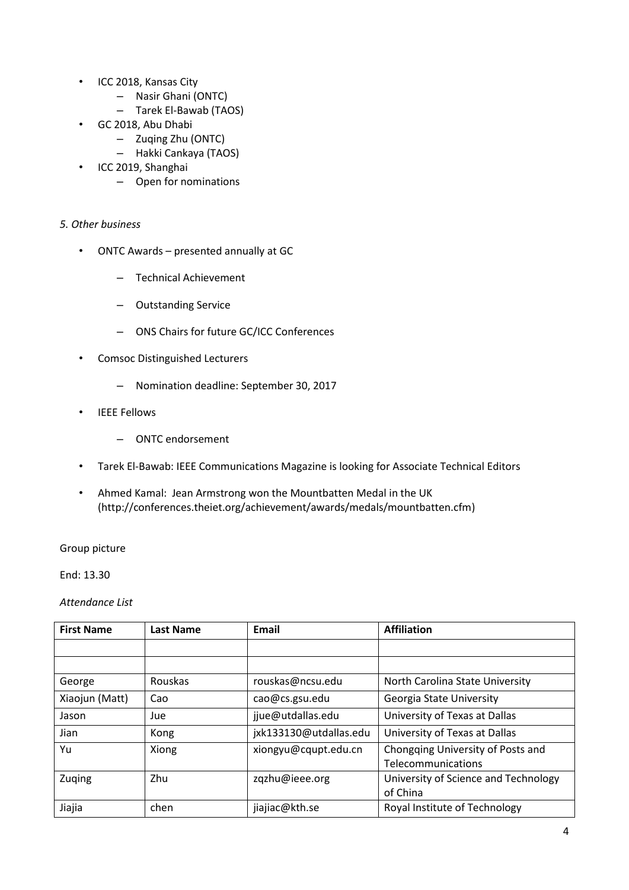- ICC 2018, Kansas City
  - Nasir Ghani (ONTC)
  - Tarek El-Bawab (TAOS)
- GC 2018, Abu Dhabi
  - Zuqing Zhu (ONTC)
  - Hakki Cankaya (TAOS)
- ICC 2019, Shanghai
  - Open for nominations

*5. Other business*

- ONTC Awards – presented annually at GC
  - Technical Achievement
  - Outstanding Service
  - ONS Chairs for future GC/ICC Conferences
- Comsoc Distinguished Lecturers
  - Nomination deadline: September 30, 2017
- IEEE Fellows
  - ONTC endorsement
- Tarek El-Bawab: IEEE Communications Magazine is looking for Associate Technical Editors
- Ahmed Kamal: Jean Armstrong won the Mountbatten Medal in the UK (http://conferences.theiet.org/achievement/awards/medals/mountbatten.cfm)

Group picture

End: 13.30

*Attendance List*

| First Name | Last Name | Email | Affiliation |
|---|---|---|---|
| | | | |
| | | | |
| George | Rouskas | rouskas@ncsu.edu | North Carolina State University |
| Xiaojun (Matt) | Cao | cao@cs.gsu.edu | Georgia State University |
| Jason | Jue | jjue@utdallas.edu | University of Texas at Dallas |
| Jian | Kong | jxk133130@utdallas.edu | University of Texas at Dallas |
| Yu | Xiong | xiongyu@cqupt.edu.cn | Chongqing University of Posts and Telecommunications |
| Zuqing | Zhu | zqzhu@ieee.org | University of Science and Technology of China |
| Jiajia | chen | jiajiac@kth.se | Royal Institute of Technology |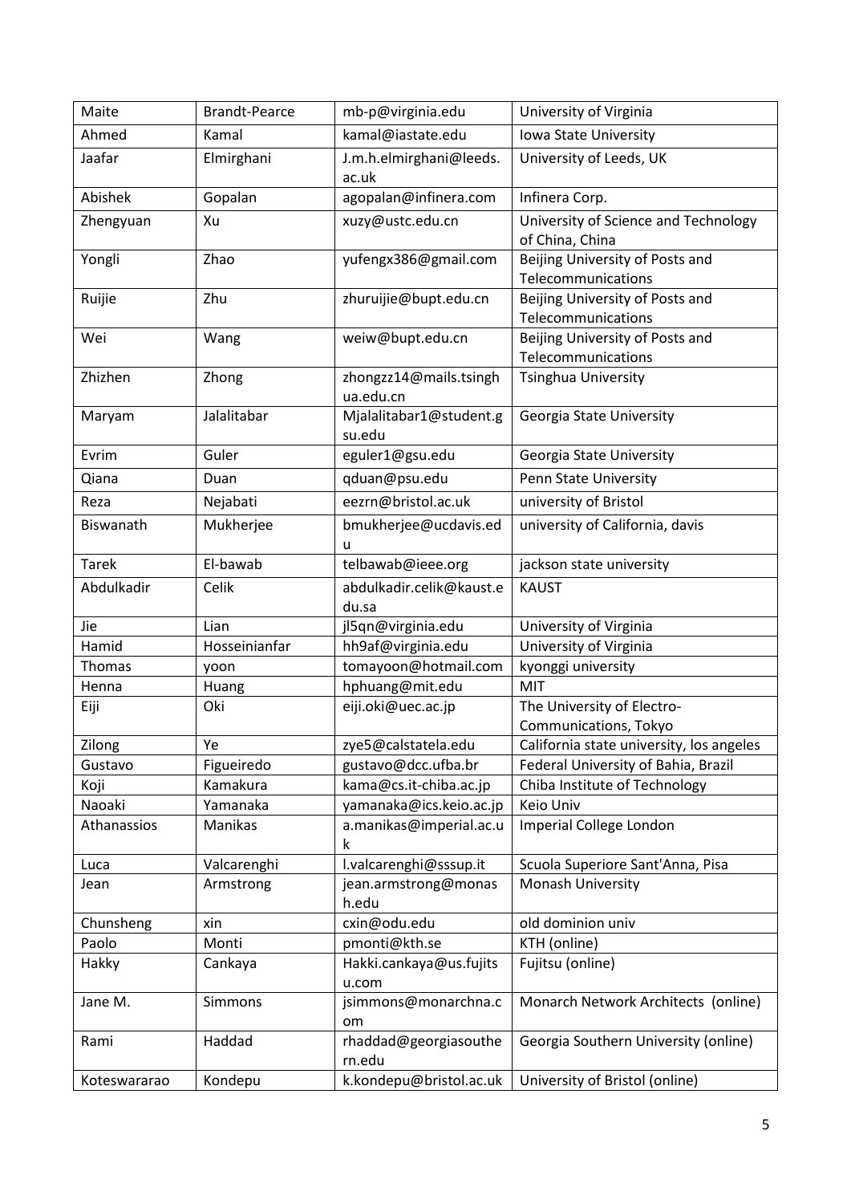| Maite | Brandt-Pearce | mb-p@virginia.edu | University of Virginia |
|---|---|---|---|
| Ahmed | Kamal | kamal@iastate.edu | Iowa State University |
| Jaafar | Elmirghani | J.m.h.elmirghani@leeds.ac.uk | University of Leeds, UK |
| Abishek | Gopalan | agopalan@infinera.com | Infinera Corp. |
| Zhengyuan | Xu | xuzy@ustc.edu.cn | University of Science and Technology of China, China |
| Yongli | Zhao | yufengx386@gmail.com | Beijing University of Posts and Telecommunications |
| Ruijie | Zhu | zhuruijie@bupt.edu.cn | Beijing University of Posts and Telecommunications |
| Wei | Wang | weiw@bupt.edu.cn | Beijing University of Posts and Telecommunications |
| Zhizhen | Zhong | zhongzz14@mails.tsinghua.edu.cn | Tsinghua University |
| Maryam | Jalalitabar | Mjalalitabar1@student.gsu.edu | Georgia State University |
| Evrim | Guler | eguler1@gsu.edu | Georgia State University |
| Qiana | Duan | qduan@psu.edu | Penn State University |
| Reza | Nejabati | eezrn@bristol.ac.uk | university of Bristol |
| Biswanath | Mukherjee | bmukherjee@ucdavis.edu | university of California, davis |
| Tarek | El-bawab | telbawab@ieee.org | jackson state university |
| Abdulkadir | Celik | abdulkadir.celik@kaust.edu.sa | KAUST |
| Jie | Lian | jl5qn@virginia.edu | University of Virginia |
| Hamid | Hosseinianfar | hh9af@virginia.edu | University of Virginia |
| Thomas | yoon | tomayoon@hotmail.com | kyonggi university |
| Henna | Huang | hphuang@mit.edu | MIT |
| Eiji | Oki | eiji.oki@uec.ac.jp | The University of Electro-Communications, Tokyo |
| Zilong | Ye | zye5@calstatela.edu | California state university, los angeles |
| Gustavo | Figueiredo | gustavo@dcc.ufba.br | Federal University of Bahia, Brazil |
| Koji | Kamakura | kama@cs.it-chiba.ac.jp | Chiba Institute of Technology |
| Naoaki | Yamanaka | yamanaka@ics.keio.ac.jp | Keio Univ |
| Athanassios | Manikas | a.manikas@imperial.ac.uk | Imperial College London |
| Luca | Valcarenghi | l.valcarenghi@sssup.it | Scuola Superiore Sant'Anna, Pisa |
| Jean | Armstrong | jean.armstrong@monash.edu | Monash University |
| Chunsheng | xin | cxin@odu.edu | old dominion univ |
| Paolo | Monti | pmonti@kth.se | KTH (online) |
| Hakky | Cankaya | Hakki.cankaya@us.fujitsu.com | Fujitsu (online) |
| Jane M. | Simmons | jsimmons@monarchna.com | Monarch Network Architects (online) |
| Rami | Haddad | rhaddad@georgiasouthern.edu | Georgia Southern University (online) |
| Koteswararao | Kondepu | k.kondepu@bristol.ac.uk | University of Bristol (online) |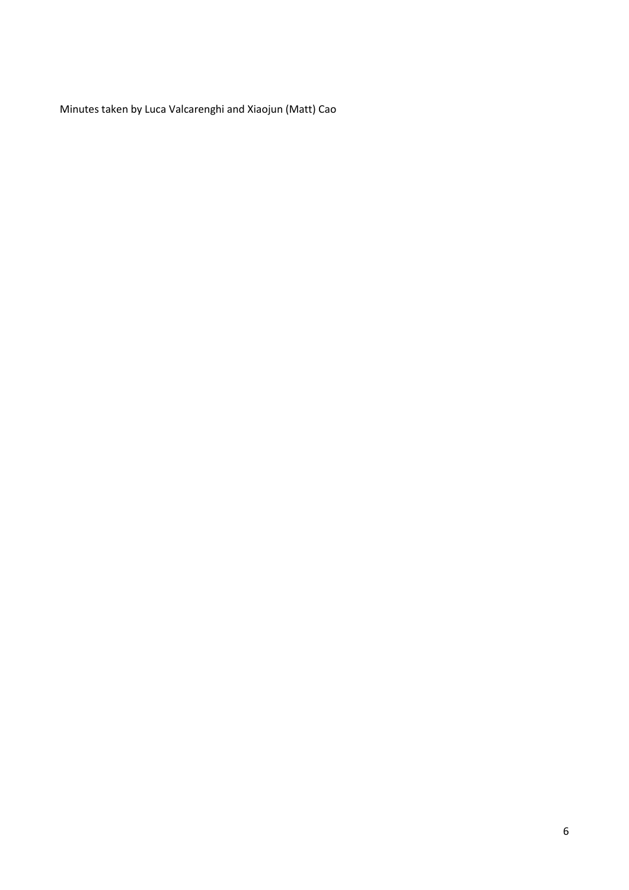Minutes taken by Luca Valcarenghi and Xiaojun (Matt) Cao